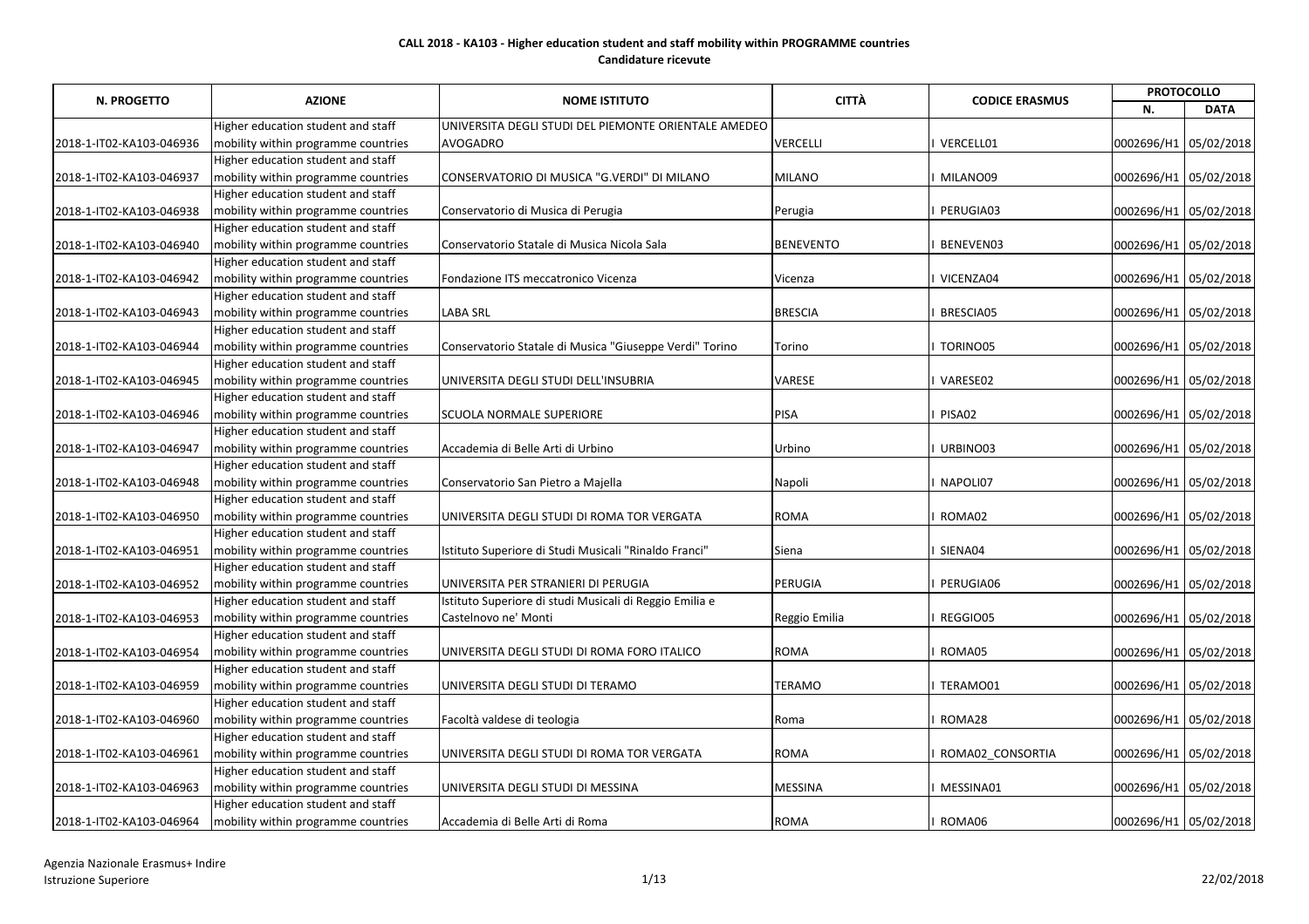**CALL 2018 - KA103 - Higher education student and staff mobility within PROGRAMME countries**
**Candidature ricevute**

| N. PROGETTO | AZIONE | NOME ISTITUTO | CITTÀ | CODICE ERASMUS | PROTOCOLLO | |
|---|---|---|---|---|---|---|
| | | | | | N. | DATA |
| 2018-1-IT02-KA103-046936 | Higher education student and staff mobility within programme countries | UNIVERSITA DEGLI STUDI DEL PIEMONTE ORIENTALE AMEDEO AVOGADRO | VERCELLI | I VERCELL01 | 0002696/H1 | 05/02/2018 |
| 2018-1-IT02-KA103-046937 | Higher education student and staff mobility within programme countries | CONSERVATORIO DI MUSICA "G.VERDI" DI MILANO | MILANO | I MILANO09 | 0002696/H1 | 05/02/2018 |
| 2018-1-IT02-KA103-046938 | Higher education student and staff mobility within programme countries | Conservatorio di Musica di Perugia | Perugia | I PERUGIA03 | 0002696/H1 | 05/02/2018 |
| 2018-1-IT02-KA103-046940 | Higher education student and staff mobility within programme countries | Conservatorio Statale di Musica Nicola Sala | BENEVENTO | I BENEVEN03 | 0002696/H1 | 05/02/2018 |
| 2018-1-IT02-KA103-046942 | Higher education student and staff mobility within programme countries | Fondazione ITS meccatronico Vicenza | Vicenza | I VICENZA04 | 0002696/H1 | 05/02/2018 |
| 2018-1-IT02-KA103-046943 | Higher education student and staff mobility within programme countries | LABA SRL | BRESCIA | I BRESCIA05 | 0002696/H1 | 05/02/2018 |
| 2018-1-IT02-KA103-046944 | Higher education student and staff mobility within programme countries | Conservatorio Statale di Musica "Giuseppe Verdi" Torino | Torino | I TORINO05 | 0002696/H1 | 05/02/2018 |
| 2018-1-IT02-KA103-046945 | Higher education student and staff mobility within programme countries | UNIVERSITA DEGLI STUDI DELL'INSUBRIA | VARESE | I VARESE02 | 0002696/H1 | 05/02/2018 |
| 2018-1-IT02-KA103-046946 | Higher education student and staff mobility within programme countries | SCUOLA NORMALE SUPERIORE | PISA | I PISA02 | 0002696/H1 | 05/02/2018 |
| 2018-1-IT02-KA103-046947 | Higher education student and staff mobility within programme countries | Accademia di Belle Arti di Urbino | Urbino | I URBINO03 | 0002696/H1 | 05/02/2018 |
| 2018-1-IT02-KA103-046948 | Higher education student and staff mobility within programme countries | Conservatorio San Pietro a Majella | Napoli | I NAPOLI07 | 0002696/H1 | 05/02/2018 |
| 2018-1-IT02-KA103-046950 | Higher education student and staff mobility within programme countries | UNIVERSITA DEGLI STUDI DI ROMA TOR VERGATA | ROMA | I ROMA02 | 0002696/H1 | 05/02/2018 |
| 2018-1-IT02-KA103-046951 | Higher education student and staff mobility within programme countries | Istituto Superiore di Studi Musicali "Rinaldo Franci" | Siena | I SIENA04 | 0002696/H1 | 05/02/2018 |
| 2018-1-IT02-KA103-046952 | Higher education student and staff mobility within programme countries | UNIVERSITA PER STRANIERI DI PERUGIA | PERUGIA | I PERUGIA06 | 0002696/H1 | 05/02/2018 |
| 2018-1-IT02-KA103-046953 | Higher education student and staff mobility within programme countries | Istituto Superiore di studi Musicali di Reggio Emilia e Castelnovo ne' Monti | Reggio Emilia | I REGGIO05 | 0002696/H1 | 05/02/2018 |
| 2018-1-IT02-KA103-046954 | Higher education student and staff mobility within programme countries | UNIVERSITA DEGLI STUDI DI ROMA FORO ITALICO | ROMA | I ROMA05 | 0002696/H1 | 05/02/2018 |
| 2018-1-IT02-KA103-046959 | Higher education student and staff mobility within programme countries | UNIVERSITA DEGLI STUDI DI TERAMO | TERAMO | I TERAMO01 | 0002696/H1 | 05/02/2018 |
| 2018-1-IT02-KA103-046960 | Higher education student and staff mobility within programme countries | Facoltà valdese di teologia | Roma | I ROMA28 | 0002696/H1 | 05/02/2018 |
| 2018-1-IT02-KA103-046961 | Higher education student and staff mobility within programme countries | UNIVERSITA DEGLI STUDI DI ROMA TOR VERGATA | ROMA | I ROMA02_CONSORTIA | 0002696/H1 | 05/02/2018 |
| 2018-1-IT02-KA103-046963 | Higher education student and staff mobility within programme countries | UNIVERSITA DEGLI STUDI DI MESSINA | MESSINA | I MESSINA01 | 0002696/H1 | 05/02/2018 |
| 2018-1-IT02-KA103-046964 | Higher education student and staff mobility within programme countries | Accademia di Belle Arti di Roma | ROMA | I ROMA06 | 0002696/H1 | 05/02/2018 |

Agenzia Nazionale Erasmus+ Indire
Istruzione Superiore

22/02/2018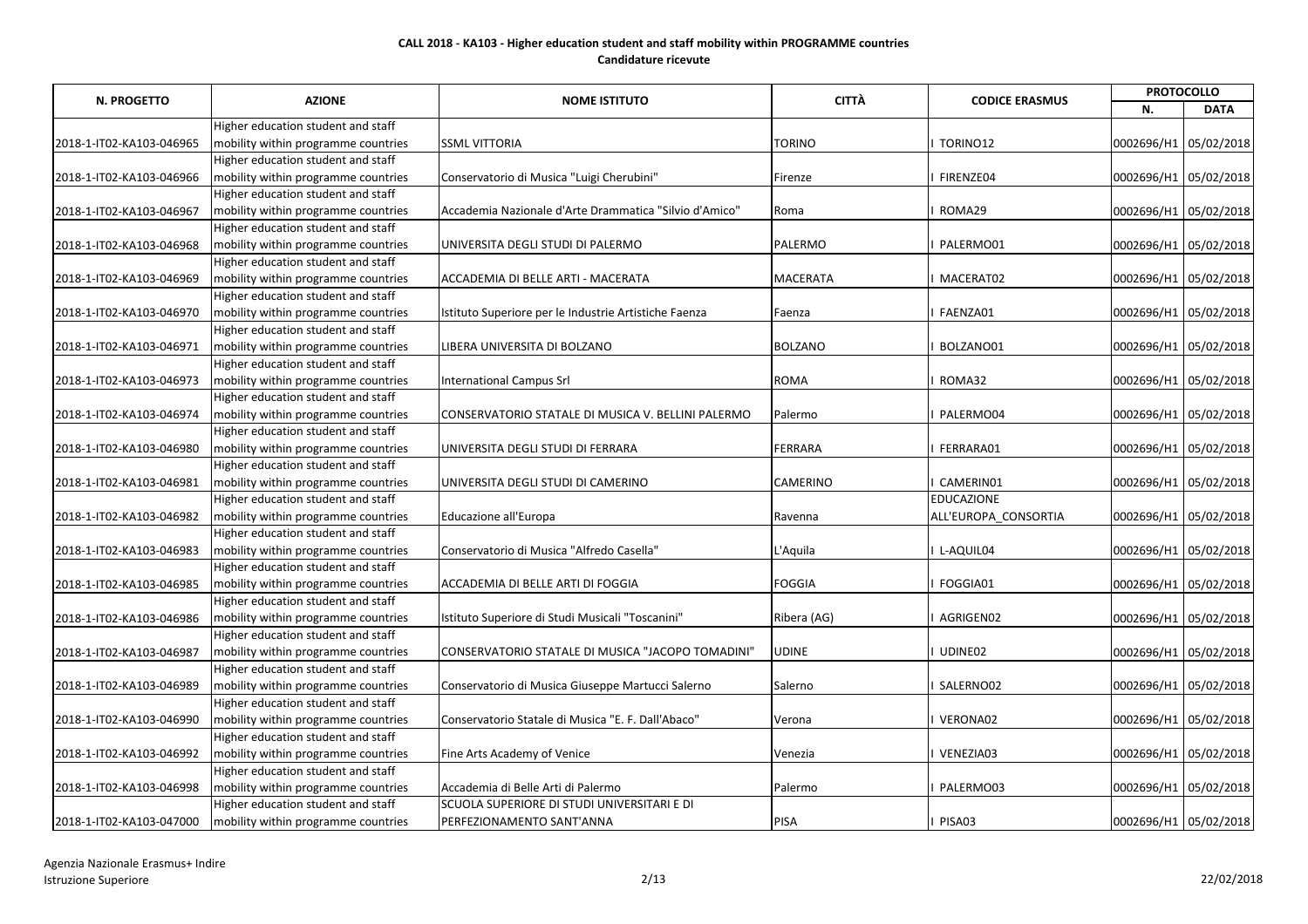**CALL 2018 - KA103 - Higher education student and staff mobility within PROGRAMME countries**

**Candidature ricevute**

| N. PROGETTO | AZIONE | NOME ISTITUTO | CITTÀ | CODICE ERASMUS | PROTOCOLLO | |
|---|---|---|---|---|---|---|
| | | | | | N. | DATA |
| 2018-1-IT02-KA103-046965 | Higher education student and staff mobility within programme countries | SSML VITTORIA | TORINO | I TORINO12 | 0002696/H1 | 05/02/2018 |
| 2018-1-IT02-KA103-046966 | Higher education student and staff mobility within programme countries | Conservatorio di Musica "Luigi Cherubini" | Firenze | I FIRENZE04 | 0002696/H1 | 05/02/2018 |
| 2018-1-IT02-KA103-046967 | Higher education student and staff mobility within programme countries | Accademia Nazionale d'Arte Drammatica "Silvio d'Amico" | Roma | I ROMA29 | 0002696/H1 | 05/02/2018 |
| 2018-1-IT02-KA103-046968 | Higher education student and staff mobility within programme countries | UNIVERSITA DEGLI STUDI DI PALERMO | PALERMO | I PALERMO01 | 0002696/H1 | 05/02/2018 |
| 2018-1-IT02-KA103-046969 | Higher education student and staff mobility within programme countries | ACCADEMIA DI BELLE ARTI - MACERATA | MACERATA | I MACERAT02 | 0002696/H1 | 05/02/2018 |
| 2018-1-IT02-KA103-046970 | Higher education student and staff mobility within programme countries | Istituto Superiore per le Industrie Artistiche Faenza | Faenza | I FAENZA01 | 0002696/H1 | 05/02/2018 |
| 2018-1-IT02-KA103-046971 | Higher education student and staff mobility within programme countries | LIBERA UNIVERSITA DI BOLZANO | BOLZANO | I BOLZANO01 | 0002696/H1 | 05/02/2018 |
| 2018-1-IT02-KA103-046973 | Higher education student and staff mobility within programme countries | International Campus Srl | ROMA | I ROMA32 | 0002696/H1 | 05/02/2018 |
| 2018-1-IT02-KA103-046974 | Higher education student and staff mobility within programme countries | CONSERVATORIO STATALE DI MUSICA V. BELLINI PALERMO | Palermo | I PALERMO04 | 0002696/H1 | 05/02/2018 |
| 2018-1-IT02-KA103-046980 | Higher education student and staff mobility within programme countries | UNIVERSITA DEGLI STUDI DI FERRARA | FERRARA | I FERRARA01 | 0002696/H1 | 05/02/2018 |
| 2018-1-IT02-KA103-046981 | Higher education student and staff mobility within programme countries | UNIVERSITA DEGLI STUDI DI CAMERINO | CAMERINO | I CAMERIN01 | 0002696/H1 | 05/02/2018 |
| 2018-1-IT02-KA103-046982 | Higher education student and staff mobility within programme countries | Educazione all'Europa | Ravenna | EDUCAZIONE ALL'EUROPA_CONSORTIA | 0002696/H1 | 05/02/2018 |
| 2018-1-IT02-KA103-046983 | Higher education student and staff mobility within programme countries | Conservatorio di Musica "Alfredo Casella" | L'Aquila | I L-AQUIL04 | 0002696/H1 | 05/02/2018 |
| 2018-1-IT02-KA103-046985 | Higher education student and staff mobility within programme countries | ACCADEMIA DI BELLE ARTI DI FOGGIA | FOGGIA | I FOGGIA01 | 0002696/H1 | 05/02/2018 |
| 2018-1-IT02-KA103-046986 | Higher education student and staff mobility within programme countries | Istituto Superiore di Studi Musicali "Toscanini" | Ribera (AG) | I AGRIGEN02 | 0002696/H1 | 05/02/2018 |
| 2018-1-IT02-KA103-046987 | Higher education student and staff mobility within programme countries | CONSERVATORIO STATALE DI MUSICA "JACOPO TOMADINI" | UDINE | I UDINE02 | 0002696/H1 | 05/02/2018 |
| 2018-1-IT02-KA103-046989 | Higher education student and staff mobility within programme countries | Conservatorio di Musica Giuseppe Martucci Salerno | Salerno | I SALERNO02 | 0002696/H1 | 05/02/2018 |
| 2018-1-IT02-KA103-046990 | Higher education student and staff mobility within programme countries | Conservatorio Statale di Musica "E. F. Dall'Abaco" | Verona | I VERONA02 | 0002696/H1 | 05/02/2018 |
| 2018-1-IT02-KA103-046992 | Higher education student and staff mobility within programme countries | Fine Arts Academy of Venice | Venezia | I VENEZIA03 | 0002696/H1 | 05/02/2018 |
| 2018-1-IT02-KA103-046998 | Higher education student and staff mobility within programme countries | Accademia di Belle Arti di Palermo | Palermo | I PALERMO03 | 0002696/H1 | 05/02/2018 |
| 2018-1-IT02-KA103-047000 | Higher education student and staff mobility within programme countries | SCUOLA SUPERIORE DI STUDI UNIVERSITARI E DI PERFEZIONAMENTO SANT'ANNA | PISA | I PISA03 | 0002696/H1 | 05/02/2018 |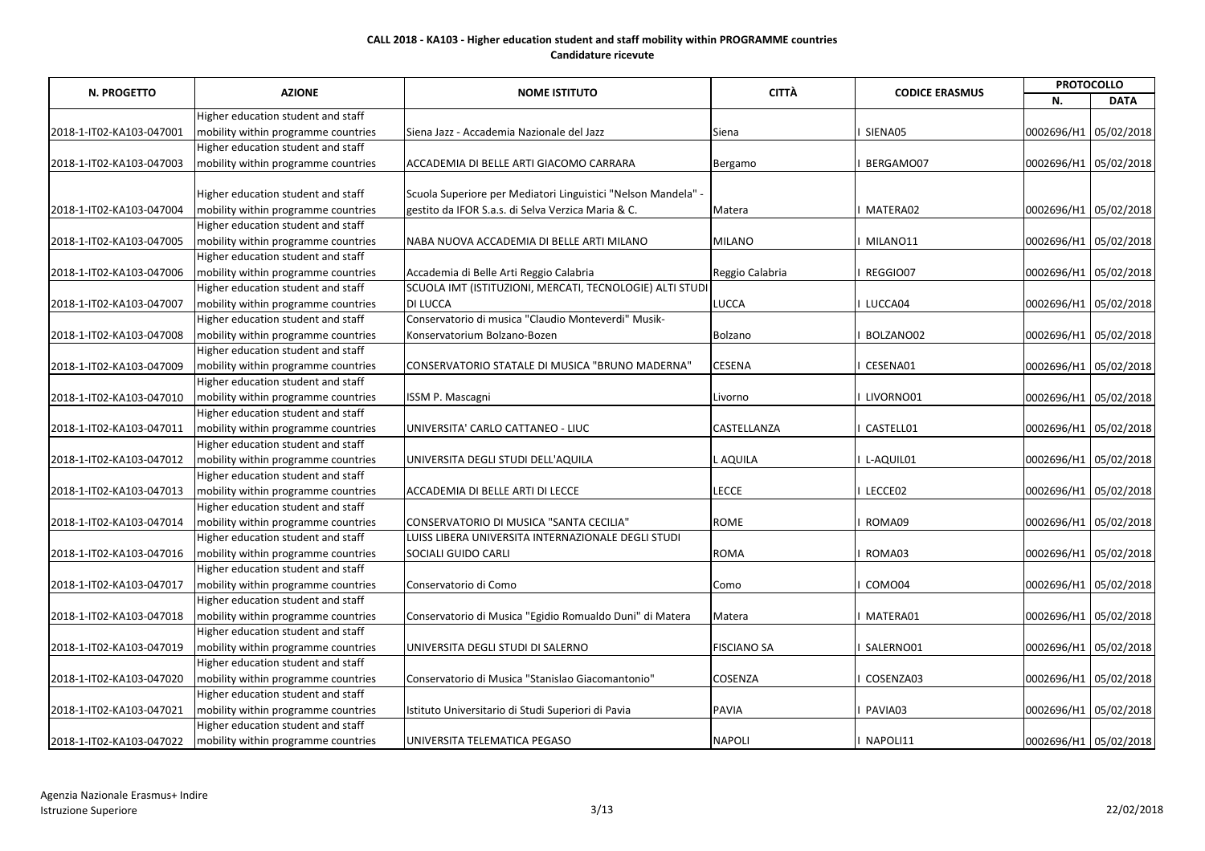**CALL 2018 - KA103 - Higher education student and staff mobility within PROGRAMME countries**
**Candidature ricevute**

| N. PROGETTO | AZIONE | NOME ISTITUTO | CITTÀ | CODICE ERASMUS | PROTOCOLLO | |
|---|---|---|---|---|---|---|
| | | | | | N. | DATA |
| 2018-1-IT02-KA103-047001 | Higher education student and staff mobility within programme countries | Siena Jazz - Accademia Nazionale del Jazz | Siena | I SIENA05 | 0002696/H1 | 05/02/2018 |
| 2018-1-IT02-KA103-047003 | Higher education student and staff mobility within programme countries | ACCADEMIA DI BELLE ARTI GIACOMO CARRARA | Bergamo | I BERGAMO07 | 0002696/H1 | 05/02/2018 |
| 2018-1-IT02-KA103-047004 | Higher education student and staff mobility within programme countries | Scuola Superiore per Mediatori Linguistici "Nelson Mandela" - gestito da IFOR S.a.s. di Selva Verzica Maria & C. | Matera | I MATERA02 | 0002696/H1 | 05/02/2018 |
| 2018-1-IT02-KA103-047005 | Higher education student and staff mobility within programme countries | NABA NUOVA ACCADEMIA DI BELLE ARTI MILANO | MILANO | I MILANO11 | 0002696/H1 | 05/02/2018 |
| 2018-1-IT02-KA103-047006 | Higher education student and staff mobility within programme countries | Accademia di Belle Arti Reggio Calabria | Reggio Calabria | I REGGIO07 | 0002696/H1 | 05/02/2018 |
| 2018-1-IT02-KA103-047007 | Higher education student and staff mobility within programme countries | SCUOLA IMT (ISTITUZIONI, MERCATI, TECNOLOGIE) ALTI STUDI DI LUCCA | LUCCA | I LUCCA04 | 0002696/H1 | 05/02/2018 |
| 2018-1-IT02-KA103-047008 | Higher education student and staff mobility within programme countries | Conservatorio di musica "Claudio Monteverdi" Musik-Konservatorium Bolzano-Bozen | Bolzano | I BOLZANO02 | 0002696/H1 | 05/02/2018 |
| 2018-1-IT02-KA103-047009 | Higher education student and staff mobility within programme countries | CONSERVATORIO STATALE DI MUSICA "BRUNO MADERNA" | CESENA | I CESENA01 | 0002696/H1 | 05/02/2018 |
| 2018-1-IT02-KA103-047010 | Higher education student and staff mobility within programme countries | ISSM P. Mascagni | Livorno | I LIVORNO01 | 0002696/H1 | 05/02/2018 |
| 2018-1-IT02-KA103-047011 | Higher education student and staff mobility within programme countries | UNIVERSITA' CARLO CATTANEO - LIUC | CASTELLANZA | I CASTELL01 | 0002696/H1 | 05/02/2018 |
| 2018-1-IT02-KA103-047012 | Higher education student and staff mobility within programme countries | UNIVERSITA DEGLI STUDI DELL'AQUILA | L AQUILA | I L-AQUIL01 | 0002696/H1 | 05/02/2018 |
| 2018-1-IT02-KA103-047013 | Higher education student and staff mobility within programme countries | ACCADEMIA DI BELLE ARTI DI LECCE | LECCE | I LECCE02 | 0002696/H1 | 05/02/2018 |
| 2018-1-IT02-KA103-047014 | Higher education student and staff mobility within programme countries | CONSERVATORIO DI MUSICA "SANTA CECILIA" | ROME | I ROMA09 | 0002696/H1 | 05/02/2018 |
| 2018-1-IT02-KA103-047016 | Higher education student and staff mobility within programme countries | LUISS LIBERA UNIVERSITA INTERNAZIONALE DEGLI STUDI SOCIALI GUIDO CARLI | ROMA | I ROMA03 | 0002696/H1 | 05/02/2018 |
| 2018-1-IT02-KA103-047017 | Higher education student and staff mobility within programme countries | Conservatorio di Como | Como | I COMO04 | 0002696/H1 | 05/02/2018 |
| 2018-1-IT02-KA103-047018 | Higher education student and staff mobility within programme countries | Conservatorio di Musica "Egidio Romualdo Duni" di Matera | Matera | I MATERA01 | 0002696/H1 | 05/02/2018 |
| 2018-1-IT02-KA103-047019 | Higher education student and staff mobility within programme countries | UNIVERSITA DEGLI STUDI DI SALERNO | FISCIANO SA | I SALERNO01 | 0002696/H1 | 05/02/2018 |
| 2018-1-IT02-KA103-047020 | Higher education student and staff mobility within programme countries | Conservatorio di Musica "Stanislao Giacomantonio" | COSENZA | I COSENZA03 | 0002696/H1 | 05/02/2018 |
| 2018-1-IT02-KA103-047021 | Higher education student and staff mobility within programme countries | Istituto Universitario di Studi Superiori di Pavia | PAVIA | I PAVIA03 | 0002696/H1 | 05/02/2018 |
| 2018-1-IT02-KA103-047022 | Higher education student and staff mobility within programme countries | UNIVERSITA TELEMATICA PEGASO | NAPOLI | I NAPOLI11 | 0002696/H1 | 05/02/2018 |

Agenzia Nazionale Erasmus+ Indire
Istruzione Superiore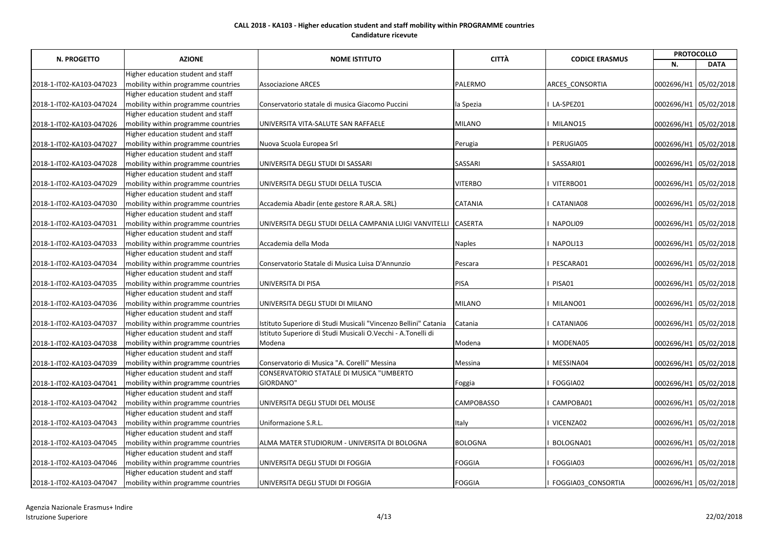**CALL 2018 - KA103 - Higher education student and staff mobility within PROGRAMME countries**
**Candidature ricevute**

| N. PROGETTO | AZIONE | NOME ISTITUTO | CITTÀ | CODICE ERASMUS | PROTOCOLLO | |
|---|---|---|---|---|---|---|
| | | | | | N. | DATA |
| 2018-1-IT02-KA103-047023 | Higher education student and staff mobility within programme countries | Associazione ARCES | PALERMO | ARCES_CONSORTIA | 0002696/H1 | 05/02/2018 |
| 2018-1-IT02-KA103-047024 | Higher education student and staff mobility within programme countries | Conservatorio statale di musica Giacomo Puccini | la Spezia | I LA-SPEZ01 | 0002696/H1 | 05/02/2018 |
| 2018-1-IT02-KA103-047026 | Higher education student and staff mobility within programme countries | UNIVERSITA VITA-SALUTE SAN RAFFAELE | MILANO | I MILANO15 | 0002696/H1 | 05/02/2018 |
| 2018-1-IT02-KA103-047027 | Higher education student and staff mobility within programme countries | Nuova Scuola Europea Srl | Perugia | I PERUGIA05 | 0002696/H1 | 05/02/2018 |
| 2018-1-IT02-KA103-047028 | Higher education student and staff mobility within programme countries | UNIVERSITA DEGLI STUDI DI SASSARI | SASSARI | I SASSARI01 | 0002696/H1 | 05/02/2018 |
| 2018-1-IT02-KA103-047029 | Higher education student and staff mobility within programme countries | UNIVERSITA DEGLI STUDI DELLA TUSCIA | VITERBO | I VITERBO01 | 0002696/H1 | 05/02/2018 |
| 2018-1-IT02-KA103-047030 | Higher education student and staff mobility within programme countries | Accademia Abadir (ente gestore R.AR.A. SRL) | CATANIA | I CATANIA08 | 0002696/H1 | 05/02/2018 |
| 2018-1-IT02-KA103-047031 | Higher education student and staff mobility within programme countries | UNIVERSITA DEGLI STUDI DELLA CAMPANIA LUIGI VANVITELLI | CASERTA | I NAPOLI09 | 0002696/H1 | 05/02/2018 |
| 2018-1-IT02-KA103-047033 | Higher education student and staff mobility within programme countries | Accademia della Moda | Naples | I NAPOLI13 | 0002696/H1 | 05/02/2018 |
| 2018-1-IT02-KA103-047034 | Higher education student and staff mobility within programme countries | Conservatorio Statale di Musica Luisa D'Annunzio | Pescara | I PESCARA01 | 0002696/H1 | 05/02/2018 |
| 2018-1-IT02-KA103-047035 | Higher education student and staff mobility within programme countries | UNIVERSITA DI PISA | PISA | I PISA01 | 0002696/H1 | 05/02/2018 |
| 2018-1-IT02-KA103-047036 | Higher education student and staff mobility within programme countries | UNIVERSITA DEGLI STUDI DI MILANO | MILANO | I MILANO01 | 0002696/H1 | 05/02/2018 |
| 2018-1-IT02-KA103-047037 | Higher education student and staff mobility within programme countries | Istituto Superiore di Studi Musicali "Vincenzo Bellini" Catania | Catania | I CATANIA06 | 0002696/H1 | 05/02/2018 |
| 2018-1-IT02-KA103-047038 | Higher education student and staff mobility within programme countries | Istituto Superiore di Studi Musicali O.Vecchi - A.Tonelli di Modena | Modena | I MODENA05 | 0002696/H1 | 05/02/2018 |
| 2018-1-IT02-KA103-047039 | Higher education student and staff mobility within programme countries | Conservatorio di Musica "A. Corelli" Messina | Messina | I MESSINA04 | 0002696/H1 | 05/02/2018 |
| 2018-1-IT02-KA103-047041 | Higher education student and staff mobility within programme countries | CONSERVATORIO STATALE DI MUSICA "UMBERTO GIORDANO" | Foggia | I FOGGIA02 | 0002696/H1 | 05/02/2018 |
| 2018-1-IT02-KA103-047042 | Higher education student and staff mobility within programme countries | UNIVERSITA DEGLI STUDI DEL MOLISE | CAMPOBASSO | I CAMPOBA01 | 0002696/H1 | 05/02/2018 |
| 2018-1-IT02-KA103-047043 | Higher education student and staff mobility within programme countries | Uniformazione S.R.L. | Italy | I VICENZA02 | 0002696/H1 | 05/02/2018 |
| 2018-1-IT02-KA103-047045 | Higher education student and staff mobility within programme countries | ALMA MATER STUDIORUM - UNIVERSITA DI BOLOGNA | BOLOGNA | I BOLOGNA01 | 0002696/H1 | 05/02/2018 |
| 2018-1-IT02-KA103-047046 | Higher education student and staff mobility within programme countries | UNIVERSITA DEGLI STUDI DI FOGGIA | FOGGIA | I FOGGIA03 | 0002696/H1 | 05/02/2018 |
| 2018-1-IT02-KA103-047047 | Higher education student and staff mobility within programme countries | UNIVERSITA DEGLI STUDI DI FOGGIA | FOGGIA | I FOGGIA03_CONSORTIA | 0002696/H1 | 05/02/2018 |

Agenzia Nazionale Erasmus+ Indire
Istruzione Superiore

22/02/2018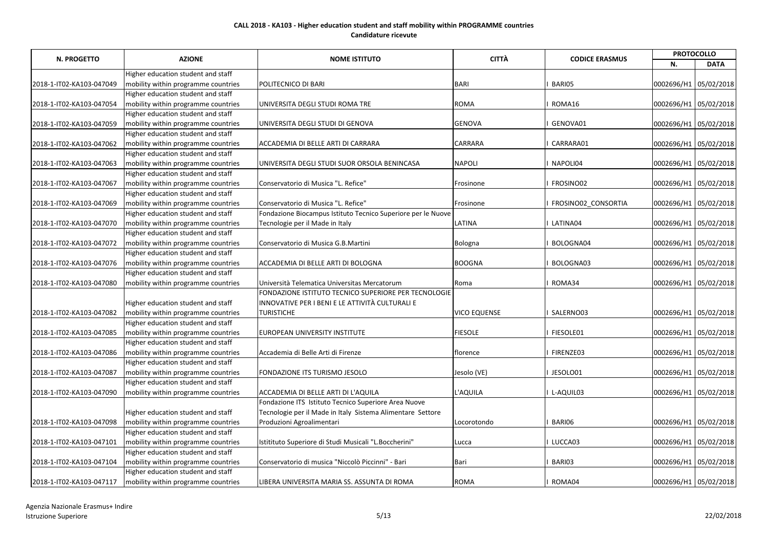**CALL 2018 - KA103 - Higher education student and staff mobility within PROGRAMME countries**
**Candidature ricevute**

| N. PROGETTO | AZIONE | NOME ISTITUTO | CITTÀ | CODICE ERASMUS | PROTOCOLLO | |
|---|---|---|---|---|---|---|
| | | | | | N. | DATA |
| 2018-1-IT02-KA103-047049 | Higher education student and staff mobility within programme countries | POLITECNICO DI BARI | BARI | I BARI05 | 0002696/H1 | 05/02/2018 |
| 2018-1-IT02-KA103-047054 | Higher education student and staff mobility within programme countries | UNIVERSITA DEGLI STUDI ROMA TRE | ROMA | I ROMA16 | 0002696/H1 | 05/02/2018 |
| 2018-1-IT02-KA103-047059 | Higher education student and staff mobility within programme countries | UNIVERSITA DEGLI STUDI DI GENOVA | GENOVA | I GENOVA01 | 0002696/H1 | 05/02/2018 |
| 2018-1-IT02-KA103-047062 | Higher education student and staff mobility within programme countries | ACCADEMIA DI BELLE ARTI DI CARRARA | CARRARA | I CARRARA01 | 0002696/H1 | 05/02/2018 |
| 2018-1-IT02-KA103-047063 | Higher education student and staff mobility within programme countries | UNIVERSITA DEGLI STUDI SUOR ORSOLA BENINCASA | NAPOLI | I NAPOLI04 | 0002696/H1 | 05/02/2018 |
| 2018-1-IT02-KA103-047067 | Higher education student and staff mobility within programme countries | Conservatorio di Musica "L. Refice" | Frosinone | I FROSINO02 | 0002696/H1 | 05/02/2018 |
| 2018-1-IT02-KA103-047069 | Higher education student and staff mobility within programme countries | Conservatorio di Musica "L. Refice" | Frosinone | I FROSINO02_CONSORTIA | 0002696/H1 | 05/02/2018 |
| 2018-1-IT02-KA103-047070 | Higher education student and staff mobility within programme countries | Fondazione Biocampus Istituto Tecnico Superiore per le Nuove Tecnologie per il Made in Italy | LATINA | I LATINA04 | 0002696/H1 | 05/02/2018 |
| 2018-1-IT02-KA103-047072 | Higher education student and staff mobility within programme countries | Conservatorio di Musica G.B.Martini | Bologna | I BOLOGNA04 | 0002696/H1 | 05/02/2018 |
| 2018-1-IT02-KA103-047076 | Higher education student and staff mobility within programme countries | ACCADEMIA DI BELLE ARTI DI BOLOGNA | BOOGNA | I BOLOGNA03 | 0002696/H1 | 05/02/2018 |
| 2018-1-IT02-KA103-047080 | Higher education student and staff mobility within programme countries | Università Telematica Universitas Mercatorum | Roma | I ROMA34 | 0002696/H1 | 05/02/2018 |
| 2018-1-IT02-KA103-047082 | Higher education student and staff mobility within programme countries | FONDAZIONE ISTITUTO TECNICO SUPERIORE PER TECNOLOGIE INNOVATIVE PER I BENI E LE ATTIVITÀ CULTURALI E TURISTICHE | VICO EQUENSE | I SALERNO03 | 0002696/H1 | 05/02/2018 |
| 2018-1-IT02-KA103-047085 | Higher education student and staff mobility within programme countries | EUROPEAN UNIVERSITY INSTITUTE | FIESOLE | I FIESOLE01 | 0002696/H1 | 05/02/2018 |
| 2018-1-IT02-KA103-047086 | Higher education student and staff mobility within programme countries | Accademia di Belle Arti di Firenze | florence | I FIRENZE03 | 0002696/H1 | 05/02/2018 |
| 2018-1-IT02-KA103-047087 | Higher education student and staff mobility within programme countries | FONDAZIONE ITS TURISMO JESOLO | Jesolo (VE) | I JESOLO01 | 0002696/H1 | 05/02/2018 |
| 2018-1-IT02-KA103-047090 | Higher education student and staff mobility within programme countries | ACCADEMIA DI BELLE ARTI DI L'AQUILA | L'AQUILA | I L-AQUIL03 | 0002696/H1 | 05/02/2018 |
| 2018-1-IT02-KA103-047098 | Higher education student and staff mobility within programme countries | Fondazione ITS Istituto Tecnico Superiore Area Nuove Tecnologie per il Made in Italy Sistema Alimentare Settore Produzioni Agroalimentari | Locorotondo | I BARI06 | 0002696/H1 | 05/02/2018 |
| 2018-1-IT02-KA103-047101 | Higher education student and staff mobility within programme countries | Istituto Superiore di Studi Musicali "L.Boccherini" | Lucca | I LUCCA03 | 0002696/H1 | 05/02/2018 |
| 2018-1-IT02-KA103-047104 | Higher education student and staff mobility within programme countries | Conservatorio di musica "Niccolò Piccinni" - Bari | Bari | I BARI03 | 0002696/H1 | 05/02/2018 |
| 2018-1-IT02-KA103-047117 | Higher education student and staff mobility within programme countries | LIBERA UNIVERSITA MARIA SS. ASSUNTA DI ROMA | ROMA | I ROMA04 | 0002696/H1 | 05/02/2018 |

Agenzia Nazionale Erasmus+ Indire
Istruzione Superiore

22/02/2018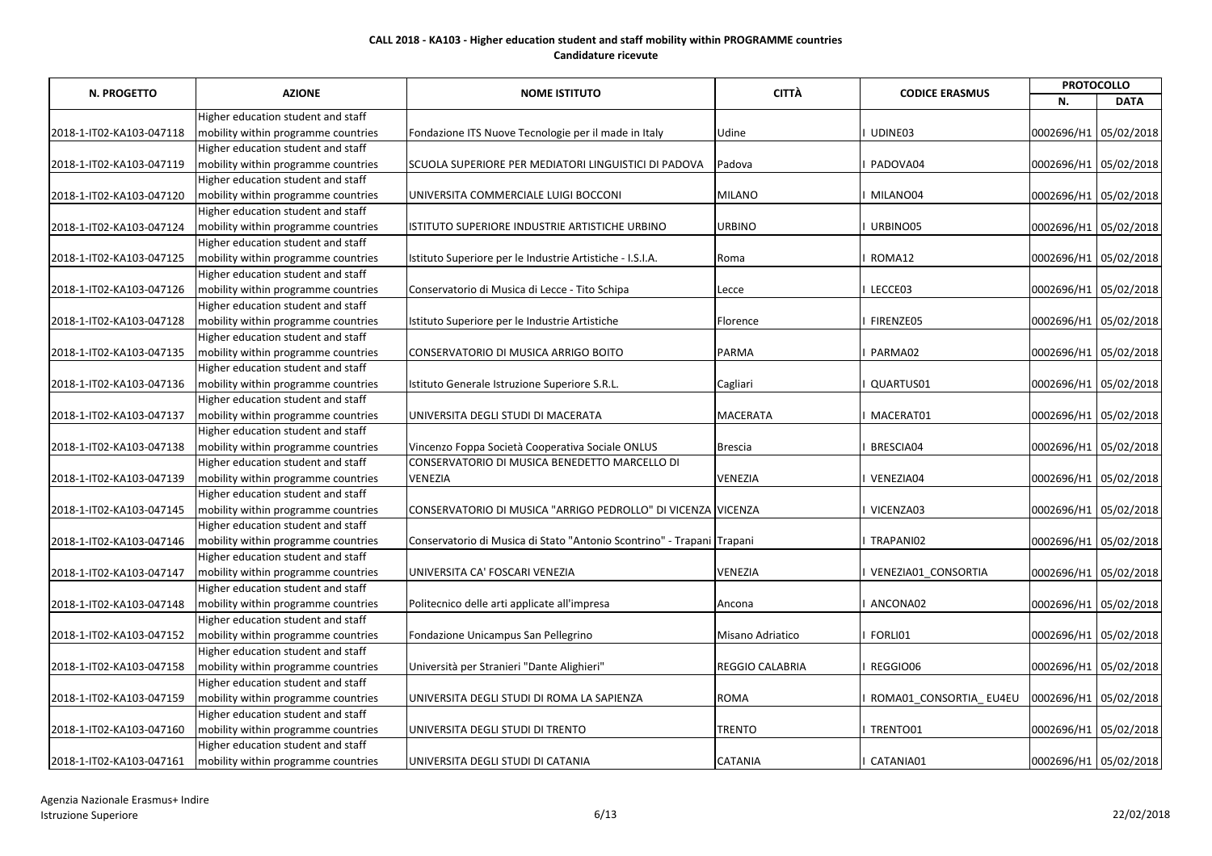**CALL 2018 - KA103 - Higher education student and staff mobility within PROGRAMME countries**
**Candidature ricevute**

| N. PROGETTO | AZIONE | NOME ISTITUTO | CITTÀ | CODICE ERASMUS | PROTOCOLLO | |
|---|---|---|---|---|---|---|
| | | | | | N. | DATA |
| 2018-1-IT02-KA103-047118 | Higher education student and staff mobility within programme countries | Fondazione ITS Nuove Tecnologie per il made in Italy | Udine | I UDINE03 | 0002696/H1 | 05/02/2018 |
| 2018-1-IT02-KA103-047119 | Higher education student and staff mobility within programme countries | SCUOLA SUPERIORE PER MEDIATORI LINGUISTICI DI PADOVA | Padova | I PADOVA04 | 0002696/H1 | 05/02/2018 |
| 2018-1-IT02-KA103-047120 | Higher education student and staff mobility within programme countries | UNIVERSITA COMMERCIALE LUIGI BOCCONI | MILANO | I MILANO04 | 0002696/H1 | 05/02/2018 |
| 2018-1-IT02-KA103-047124 | Higher education student and staff mobility within programme countries | ISTITUTO SUPERIORE INDUSTRIE ARTISTICHE URBINO | URBINO | I URBINO05 | 0002696/H1 | 05/02/2018 |
| 2018-1-IT02-KA103-047125 | Higher education student and staff mobility within programme countries | Istituto Superiore per le Industrie Artistiche - I.S.I.A. | Roma | I ROMA12 | 0002696/H1 | 05/02/2018 |
| 2018-1-IT02-KA103-047126 | Higher education student and staff mobility within programme countries | Conservatorio di Musica di Lecce - Tito Schipa | Lecce | I LECCE03 | 0002696/H1 | 05/02/2018 |
| 2018-1-IT02-KA103-047128 | Higher education student and staff mobility within programme countries | Istituto Superiore per le Industrie Artistiche | Florence | I FIRENZE05 | 0002696/H1 | 05/02/2018 |
| 2018-1-IT02-KA103-047135 | Higher education student and staff mobility within programme countries | CONSERVATORIO DI MUSICA ARRIGO BOITO | PARMA | I PARMA02 | 0002696/H1 | 05/02/2018 |
| 2018-1-IT02-KA103-047136 | Higher education student and staff mobility within programme countries | Istituto Generale Istruzione Superiore S.R.L. | Cagliari | I QUARTUS01 | 0002696/H1 | 05/02/2018 |
| 2018-1-IT02-KA103-047137 | Higher education student and staff mobility within programme countries | UNIVERSITA DEGLI STUDI DI MACERATA | MACERATA | I MACERAT01 | 0002696/H1 | 05/02/2018 |
| 2018-1-IT02-KA103-047138 | Higher education student and staff mobility within programme countries | Vincenzo Foppa Società Cooperativa Sociale ONLUS | Brescia | I BRESCIA04 | 0002696/H1 | 05/02/2018 |
| 2018-1-IT02-KA103-047139 | Higher education student and staff mobility within programme countries | CONSERVATORIO DI MUSICA BENEDETTO MARCELLO DI VENEZIA | VENEZIA | I VENEZIA04 | 0002696/H1 | 05/02/2018 |
| 2018-1-IT02-KA103-047145 | Higher education student and staff mobility within programme countries | CONSERVATORIO DI MUSICA "ARRIGO PEDROLLO" DI VICENZA | VICENZA | I VICENZA03 | 0002696/H1 | 05/02/2018 |
| 2018-1-IT02-KA103-047146 | Higher education student and staff mobility within programme countries | Conservatorio di Musica di Stato "Antonio Scontrino" - Trapani | Trapani | I TRAPANI02 | 0002696/H1 | 05/02/2018 |
| 2018-1-IT02-KA103-047147 | Higher education student and staff mobility within programme countries | UNIVERSITA CA' FOSCARI VENEZIA | VENEZIA | I VENEZIA01_CONSORTIA | 0002696/H1 | 05/02/2018 |
| 2018-1-IT02-KA103-047148 | Higher education student and staff mobility within programme countries | Politecnico delle arti applicate all'impresa | Ancona | I ANCONA02 | 0002696/H1 | 05/02/2018 |
| 2018-1-IT02-KA103-047152 | Higher education student and staff mobility within programme countries | Fondazione Unicampus San Pellegrino | Misano Adriatico | I FORLI01 | 0002696/H1 | 05/02/2018 |
| 2018-1-IT02-KA103-047158 | Higher education student and staff mobility within programme countries | Università per Stranieri "Dante Alighieri" | REGGIO CALABRIA | I REGGIO06 | 0002696/H1 | 05/02/2018 |
| 2018-1-IT02-KA103-047159 | Higher education student and staff mobility within programme countries | UNIVERSITA DEGLI STUDI DI ROMA LA SAPIENZA | ROMA | I ROMA01_CONSORTIA_ EU4EU | 0002696/H1 | 05/02/2018 |
| 2018-1-IT02-KA103-047160 | Higher education student and staff mobility within programme countries | UNIVERSITA DEGLI STUDI DI TRENTO | TRENTO | I TRENTO01 | 0002696/H1 | 05/02/2018 |
| 2018-1-IT02-KA103-047161 | Higher education student and staff mobility within programme countries | UNIVERSITA DEGLI STUDI DI CATANIA | CATANIA | I CATANIA01 | 0002696/H1 | 05/02/2018 |

Agenzia Nazionale Erasmus+ Indire
Istruzione Superiore

22/02/2018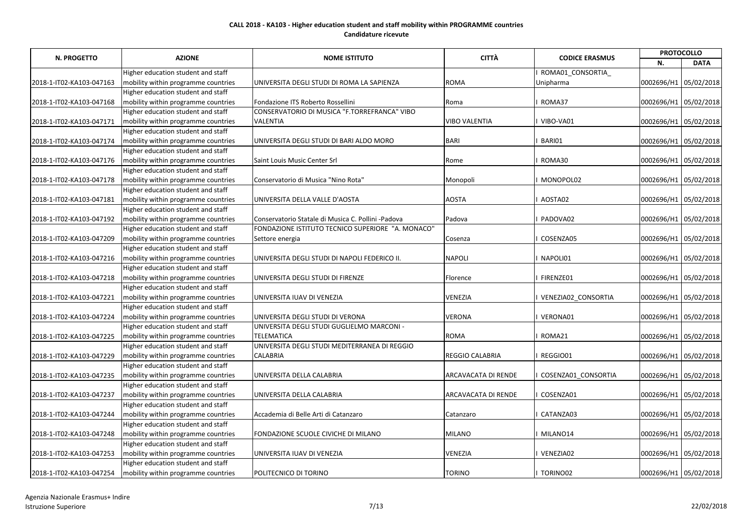**CALL 2018 - KA103 - Higher education student and staff mobility within PROGRAMME countries**
**Candidature ricevute**

| N. PROGETTO | AZIONE | NOME ISTITUTO | CITTÀ | CODICE ERASMUS | PROTOCOLLO | |
|---|---|---|---|---|---|---|
| | | | | | N. | DATA |
| 2018-1-IT02-KA103-047163 | Higher education student and staff mobility within programme countries | UNIVERSITA DEGLI STUDI DI ROMA LA SAPIENZA | ROMA | I ROMA01_CONSORTIA_ Unipharma | 0002696/H1 | 05/02/2018 |
| 2018-1-IT02-KA103-047168 | Higher education student and staff mobility within programme countries | Fondazione ITS Roberto Rossellini | Roma | I ROMA37 | 0002696/H1 | 05/02/2018 |
| 2018-1-IT02-KA103-047171 | Higher education student and staff mobility within programme countries | CONSERVATORIO DI MUSICA "F.TORREFRANCA" VIBO VALENTIA | VIBO VALENTIA | I VIBO-VA01 | 0002696/H1 | 05/02/2018 |
| 2018-1-IT02-KA103-047174 | Higher education student and staff mobility within programme countries | UNIVERSITA DEGLI STUDI DI BARI ALDO MORO | BARI | I BARI01 | 0002696/H1 | 05/02/2018 |
| 2018-1-IT02-KA103-047176 | Higher education student and staff mobility within programme countries | Saint Louis Music Center Srl | Rome | I ROMA30 | 0002696/H1 | 05/02/2018 |
| 2018-1-IT02-KA103-047178 | Higher education student and staff mobility within programme countries | Conservatorio di Musica "Nino Rota" | Monopoli | I MONOPOL02 | 0002696/H1 | 05/02/2018 |
| 2018-1-IT02-KA103-047181 | Higher education student and staff mobility within programme countries | UNIVERSITA DELLA VALLE D'AOSTA | AOSTA | I AOSTA02 | 0002696/H1 | 05/02/2018 |
| 2018-1-IT02-KA103-047192 | Higher education student and staff mobility within programme countries | Conservatorio Statale di Musica C. Pollini -Padova | Padova | I PADOVA02 | 0002696/H1 | 05/02/2018 |
| 2018-1-IT02-KA103-047209 | Higher education student and staff mobility within programme countries | FONDAZIONE ISTITUTO TECNICO SUPERIORE "A. MONACO" Settore energia | Cosenza | I COSENZA05 | 0002696/H1 | 05/02/2018 |
| 2018-1-IT02-KA103-047216 | Higher education student and staff mobility within programme countries | UNIVERSITA DEGLI STUDI DI NAPOLI FEDERICO II. | NAPOLI | I NAPOLI01 | 0002696/H1 | 05/02/2018 |
| 2018-1-IT02-KA103-047218 | Higher education student and staff mobility within programme countries | UNIVERSITA DEGLI STUDI DI FIRENZE | Florence | I FIRENZE01 | 0002696/H1 | 05/02/2018 |
| 2018-1-IT02-KA103-047221 | Higher education student and staff mobility within programme countries | UNIVERSITA IUAV DI VENEZIA | VENEZIA | I VENEZIA02_CONSORTIA | 0002696/H1 | 05/02/2018 |
| 2018-1-IT02-KA103-047224 | Higher education student and staff mobility within programme countries | UNIVERSITA DEGLI STUDI DI VERONA | VERONA | I VERONA01 | 0002696/H1 | 05/02/2018 |
| 2018-1-IT02-KA103-047225 | Higher education student and staff mobility within programme countries | UNIVERSITA DEGLI STUDI GUGLIELMO MARCONI - TELEMATICA | ROMA | I ROMA21 | 0002696/H1 | 05/02/2018 |
| 2018-1-IT02-KA103-047229 | Higher education student and staff mobility within programme countries | UNIVERSITA DEGLI STUDI MEDITERRANEA DI REGGIO CALABRIA | REGGIO CALABRIA | I REGGIO01 | 0002696/H1 | 05/02/2018 |
| 2018-1-IT02-KA103-047235 | Higher education student and staff mobility within programme countries | UNIVERSITA DELLA CALABRIA | ARCAVACATA DI RENDE | I COSENZA01_CONSORTIA | 0002696/H1 | 05/02/2018 |
| 2018-1-IT02-KA103-047237 | Higher education student and staff mobility within programme countries | UNIVERSITA DELLA CALABRIA | ARCAVACATA DI RENDE | I COSENZA01 | 0002696/H1 | 05/02/2018 |
| 2018-1-IT02-KA103-047244 | Higher education student and staff mobility within programme countries | Accademia di Belle Arti di Catanzaro | Catanzaro | I CATANZA03 | 0002696/H1 | 05/02/2018 |
| 2018-1-IT02-KA103-047248 | Higher education student and staff mobility within programme countries | FONDAZIONE SCUOLE CIVICHE DI MILANO | MILANO | I MILANO14 | 0002696/H1 | 05/02/2018 |
| 2018-1-IT02-KA103-047253 | Higher education student and staff mobility within programme countries | UNIVERSITA IUAV DI VENEZIA | VENEZIA | I VENEZIA02 | 0002696/H1 | 05/02/2018 |
| 2018-1-IT02-KA103-047254 | Higher education student and staff mobility within programme countries | POLITECNICO DI TORINO | TORINO | I TORINO02 | 0002696/H1 | 05/02/2018 |

Agenzia Nazionale Erasmus+ Indire
Istruzione Superiore

22/02/2018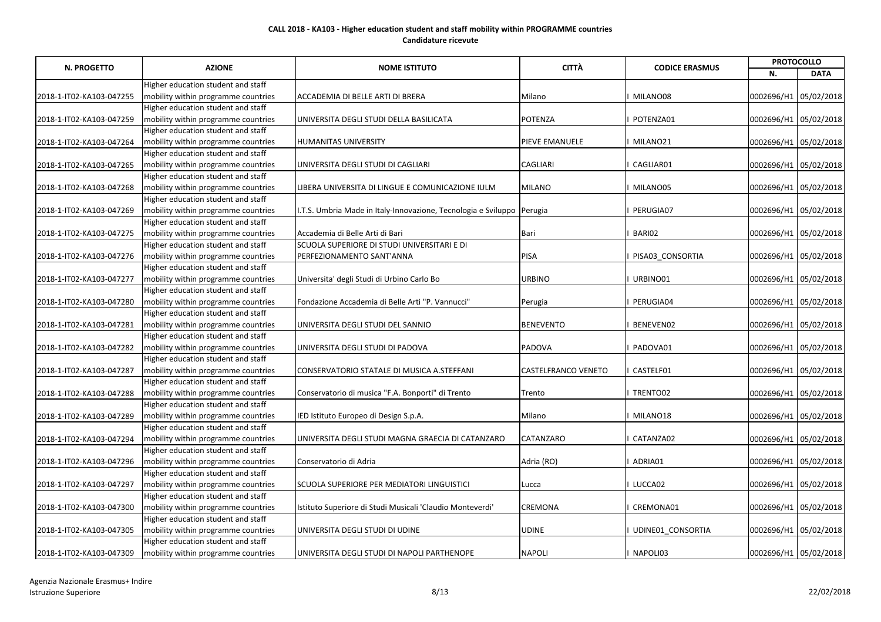**CALL 2018 - KA103 - Higher education student and staff mobility within PROGRAMME countries**
**Candidature ricevute**

| N. PROGETTO | AZIONE | NOME ISTITUTO | CITTÀ | CODICE ERASMUS | PROTOCOLLO | |
|---|---|---|---|---|---|---|
| | | | | | N. | DATA |
| 2018-1-IT02-KA103-047255 | Higher education student and staff mobility within programme countries | ACCADEMIA DI BELLE ARTI DI BRERA | Milano | I MILANO08 | 0002696/H1 | 05/02/2018 |
| 2018-1-IT02-KA103-047259 | Higher education student and staff mobility within programme countries | UNIVERSITA DEGLI STUDI DELLA BASILICATA | POTENZA | I POTENZA01 | 0002696/H1 | 05/02/2018 |
| 2018-1-IT02-KA103-047264 | Higher education student and staff mobility within programme countries | HUMANITAS UNIVERSITY | PIEVE EMANUELE | I MILANO21 | 0002696/H1 | 05/02/2018 |
| 2018-1-IT02-KA103-047265 | Higher education student and staff mobility within programme countries | UNIVERSITA DEGLI STUDI DI CAGLIARI | CAGLIARI | I CAGLIAR01 | 0002696/H1 | 05/02/2018 |
| 2018-1-IT02-KA103-047268 | Higher education student and staff mobility within programme countries | LIBERA UNIVERSITA DI LINGUE E COMUNICAZIONE IULM | MILANO | I MILANO05 | 0002696/H1 | 05/02/2018 |
| 2018-1-IT02-KA103-047269 | Higher education student and staff mobility within programme countries | I.T.S. Umbria Made in Italy-Innovazione, Tecnologia e Sviluppo | Perugia | I PERUGIA07 | 0002696/H1 | 05/02/2018 |
| 2018-1-IT02-KA103-047275 | Higher education student and staff mobility within programme countries | Accademia di Belle Arti di Bari | Bari | I BARI02 | 0002696/H1 | 05/02/2018 |
| 2018-1-IT02-KA103-047276 | Higher education student and staff mobility within programme countries | SCUOLA SUPERIORE DI STUDI UNIVERSITARI E DI PERFEZIONAMENTO SANT'ANNA | PISA | I PISA03_CONSORTIA | 0002696/H1 | 05/02/2018 |
| 2018-1-IT02-KA103-047277 | Higher education student and staff mobility within programme countries | Universita' degli Studi di Urbino Carlo Bo | URBINO | I URBINO01 | 0002696/H1 | 05/02/2018 |
| 2018-1-IT02-KA103-047280 | Higher education student and staff mobility within programme countries | Fondazione Accademia di Belle Arti "P. Vannucci" | Perugia | I PERUGIA04 | 0002696/H1 | 05/02/2018 |
| 2018-1-IT02-KA103-047281 | Higher education student and staff mobility within programme countries | UNIVERSITA DEGLI STUDI DEL SANNIO | BENEVENTO | I BENEVEN02 | 0002696/H1 | 05/02/2018 |
| 2018-1-IT02-KA103-047282 | Higher education student and staff mobility within programme countries | UNIVERSITA DEGLI STUDI DI PADOVA | PADOVA | I PADOVA01 | 0002696/H1 | 05/02/2018 |
| 2018-1-IT02-KA103-047287 | Higher education student and staff mobility within programme countries | CONSERVATORIO STATALE DI MUSICA A.STEFFANI | CASTELFRANCO VENETO | I CASTELF01 | 0002696/H1 | 05/02/2018 |
| 2018-1-IT02-KA103-047288 | Higher education student and staff mobility within programme countries | Conservatorio di musica "F.A. Bonporti" di Trento | Trento | I TRENTO02 | 0002696/H1 | 05/02/2018 |
| 2018-1-IT02-KA103-047289 | Higher education student and staff mobility within programme countries | IED Istituto Europeo di Design S.p.A. | Milano | I MILANO18 | 0002696/H1 | 05/02/2018 |
| 2018-1-IT02-KA103-047294 | Higher education student and staff mobility within programme countries | UNIVERSITA DEGLI STUDI MAGNA GRAECIA DI CATANZARO | CATANZARO | I CATANZA02 | 0002696/H1 | 05/02/2018 |
| 2018-1-IT02-KA103-047296 | Higher education student and staff mobility within programme countries | Conservatorio di Adria | Adria (RO) | I ADRIA01 | 0002696/H1 | 05/02/2018 |
| 2018-1-IT02-KA103-047297 | Higher education student and staff mobility within programme countries | SCUOLA SUPERIORE PER MEDIATORI LINGUISTICI | Lucca | I LUCCA02 | 0002696/H1 | 05/02/2018 |
| 2018-1-IT02-KA103-047300 | Higher education student and staff mobility within programme countries | Istituto Superiore di Studi Musicali 'Claudio Monteverdi' | CREMONA | I CREMONA01 | 0002696/H1 | 05/02/2018 |
| 2018-1-IT02-KA103-047305 | Higher education student and staff mobility within programme countries | UNIVERSITA DEGLI STUDI DI UDINE | UDINE | I UDINE01_CONSORTIA | 0002696/H1 | 05/02/2018 |
| 2018-1-IT02-KA103-047309 | Higher education student and staff mobility within programme countries | UNIVERSITA DEGLI STUDI DI NAPOLI PARTHENOPE | NAPOLI | I NAPOLI03 | 0002696/H1 | 05/02/2018 |

Agenzia Nazionale Erasmus+ Indire
Istruzione Superiore

22/02/2018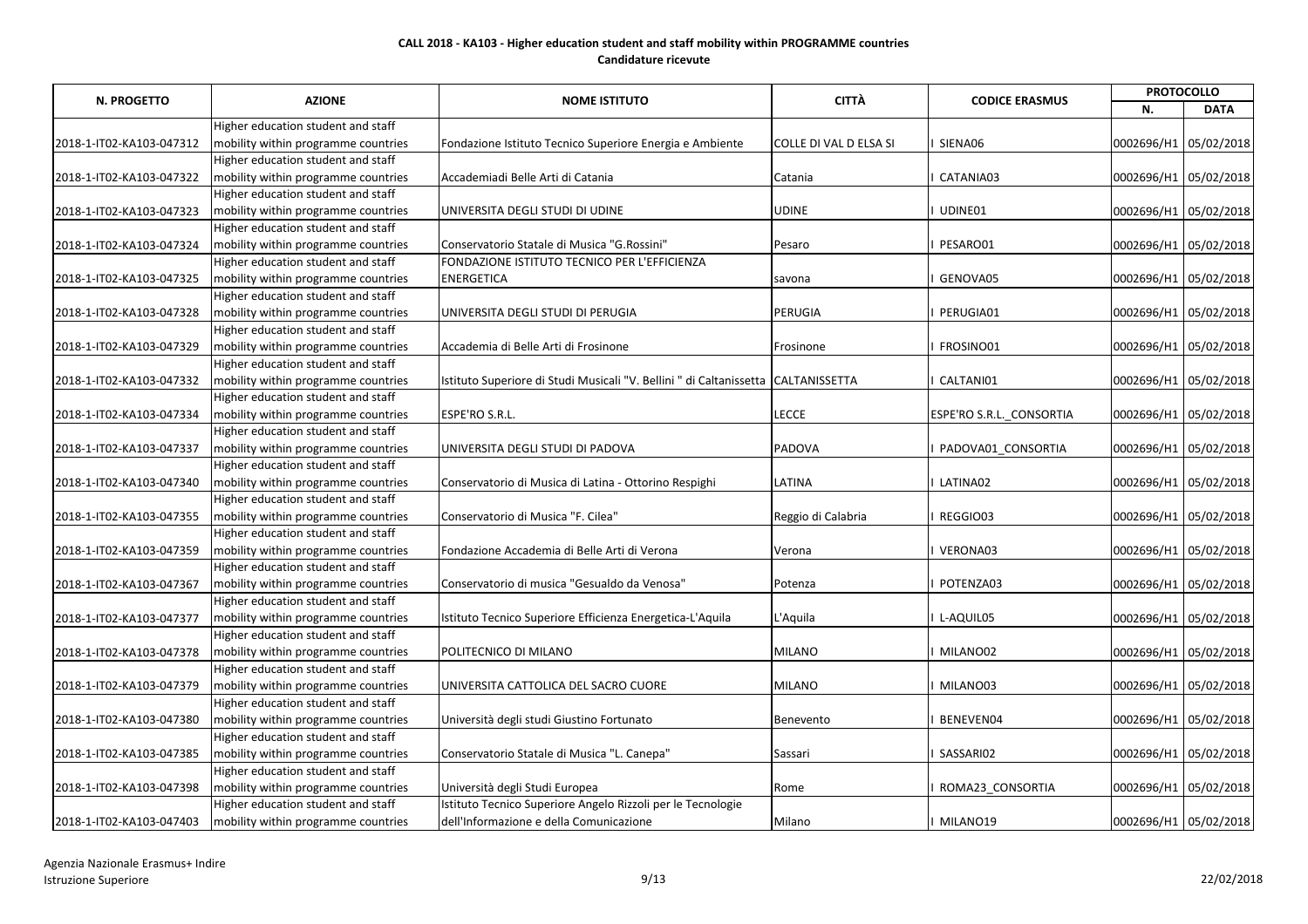**CALL 2018 - KA103 - Higher education student and staff mobility within PROGRAMME countries**
**Candidature ricevute**

| N. PROGETTO | AZIONE | NOME ISTITUTO | CITTÀ | CODICE ERASMUS | PROTOCOLLO | |
|---|---|---|---|---|---|---|
| | | | | | N. | DATA |
| 2018-1-IT02-KA103-047312 | Higher education student and staff mobility within programme countries | Fondazione Istituto Tecnico Superiore Energia e Ambiente | COLLE DI VAL D ELSA SI | I SIENA06 | 0002696/H1 | 05/02/2018 |
| 2018-1-IT02-KA103-047322 | Higher education student and staff mobility within programme countries | Accademiadi Belle Arti di Catania | Catania | I CATANIA03 | 0002696/H1 | 05/02/2018 |
| 2018-1-IT02-KA103-047323 | Higher education student and staff mobility within programme countries | UNIVERSITA DEGLI STUDI DI UDINE | UDINE | I UDINE01 | 0002696/H1 | 05/02/2018 |
| 2018-1-IT02-KA103-047324 | Higher education student and staff mobility within programme countries | Conservatorio Statale di Musica "G.Rossini" | Pesaro | I PESARO01 | 0002696/H1 | 05/02/2018 |
| 2018-1-IT02-KA103-047325 | Higher education student and staff mobility within programme countries | FONDAZIONE ISTITUTO TECNICO PER L'EFFICIENZA ENERGETICA | savona | I GENOVA05 | 0002696/H1 | 05/02/2018 |
| 2018-1-IT02-KA103-047328 | Higher education student and staff mobility within programme countries | UNIVERSITA DEGLI STUDI DI PERUGIA | PERUGIA | I PERUGIA01 | 0002696/H1 | 05/02/2018 |
| 2018-1-IT02-KA103-047329 | Higher education student and staff mobility within programme countries | Accademia di Belle Arti di Frosinone | Frosinone | I FROSINO01 | 0002696/H1 | 05/02/2018 |
| 2018-1-IT02-KA103-047332 | Higher education student and staff mobility within programme countries | Istituto Superiore di Studi Musicali "V. Bellini " di Caltanissetta | CALTANISSETTA | I CALTANI01 | 0002696/H1 | 05/02/2018 |
| 2018-1-IT02-KA103-047334 | Higher education student and staff mobility within programme countries | ESPE'RO S.R.L. | LECCE | ESPE'RO S.R.L._CONSORTIA | 0002696/H1 | 05/02/2018 |
| 2018-1-IT02-KA103-047337 | Higher education student and staff mobility within programme countries | UNIVERSITA DEGLI STUDI DI PADOVA | PADOVA | I PADOVA01_CONSORTIA | 0002696/H1 | 05/02/2018 |
| 2018-1-IT02-KA103-047340 | Higher education student and staff mobility within programme countries | Conservatorio di Musica di Latina - Ottorino Respighi | LATINA | I LATINA02 | 0002696/H1 | 05/02/2018 |
| 2018-1-IT02-KA103-047355 | Higher education student and staff mobility within programme countries | Conservatorio di Musica "F. Cilea" | Reggio di Calabria | I REGGIO03 | 0002696/H1 | 05/02/2018 |
| 2018-1-IT02-KA103-047359 | Higher education student and staff mobility within programme countries | Fondazione Accademia di Belle Arti di Verona | Verona | I VERONA03 | 0002696/H1 | 05/02/2018 |
| 2018-1-IT02-KA103-047367 | Higher education student and staff mobility within programme countries | Conservatorio di musica "Gesualdo da Venosa" | Potenza | I POTENZA03 | 0002696/H1 | 05/02/2018 |
| 2018-1-IT02-KA103-047377 | Higher education student and staff mobility within programme countries | Istituto Tecnico Superiore Efficienza Energetica-L'Aquila | L'Aquila | I L-AQUIL05 | 0002696/H1 | 05/02/2018 |
| 2018-1-IT02-KA103-047378 | Higher education student and staff mobility within programme countries | POLITECNICO DI MILANO | MILANO | I MILANO02 | 0002696/H1 | 05/02/2018 |
| 2018-1-IT02-KA103-047379 | Higher education student and staff mobility within programme countries | UNIVERSITA CATTOLICA DEL SACRO CUORE | MILANO | I MILANO03 | 0002696/H1 | 05/02/2018 |
| 2018-1-IT02-KA103-047380 | Higher education student and staff mobility within programme countries | Università degli studi Giustino Fortunato | Benevento | I BENEVEN04 | 0002696/H1 | 05/02/2018 |
| 2018-1-IT02-KA103-047385 | Higher education student and staff mobility within programme countries | Conservatorio Statale di Musica "L. Canepa" | Sassari | I SASSARI02 | 0002696/H1 | 05/02/2018 |
| 2018-1-IT02-KA103-047398 | Higher education student and staff mobility within programme countries | Università degli Studi Europea | Rome | I ROMA23_CONSORTIA | 0002696/H1 | 05/02/2018 |
| 2018-1-IT02-KA103-047403 | Higher education student and staff mobility within programme countries | Istituto Tecnico Superiore Angelo Rizzoli per le Tecnologie dell'Informazione e della Comunicazione | Milano | I MILANO19 | 0002696/H1 | 05/02/2018 |

Agenzia Nazionale Erasmus+ Indire
Istruzione Superiore

22/02/2018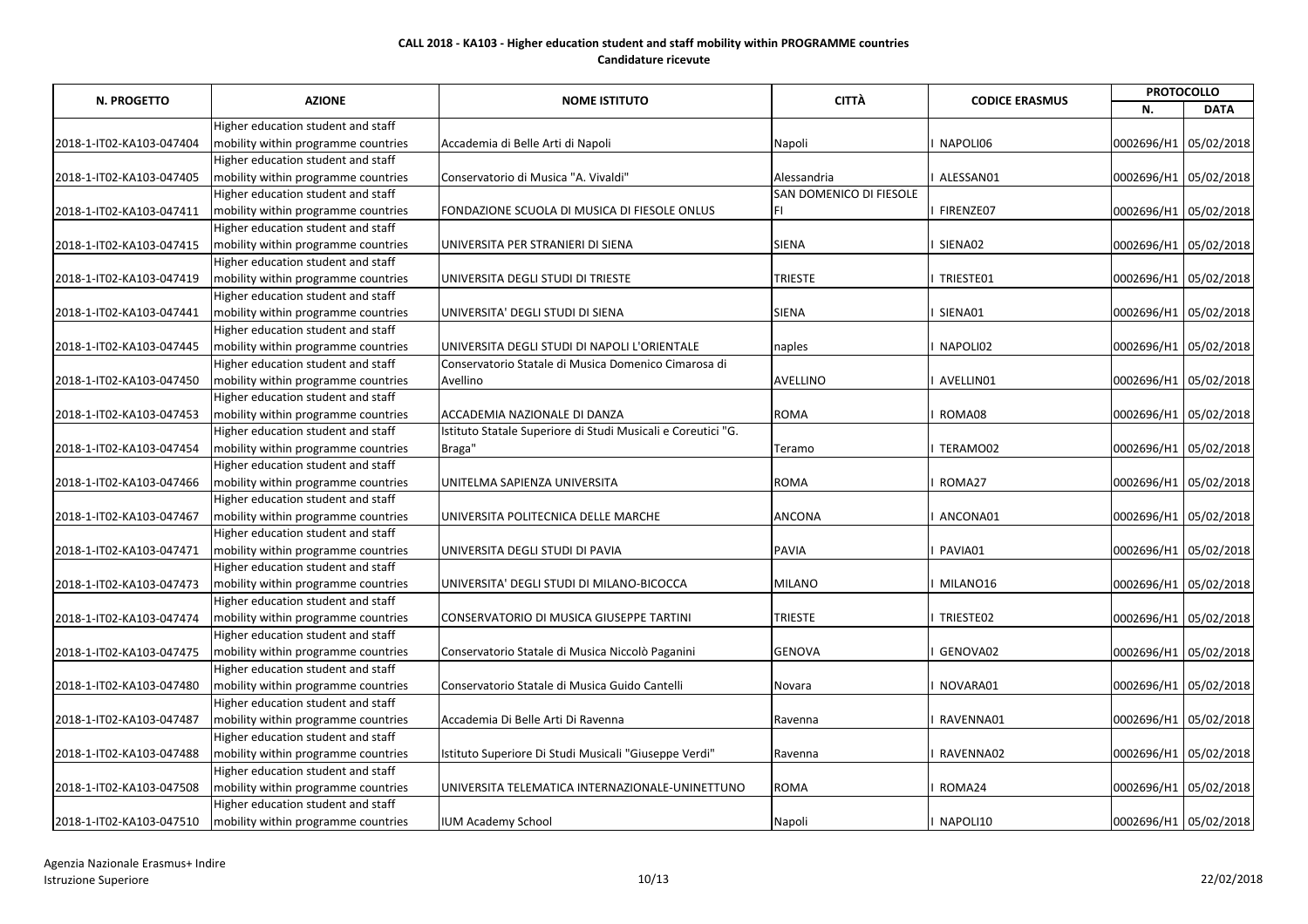**CALL 2018 - KA103 - Higher education student and staff mobility within PROGRAMME countries**

**Candidature ricevute**

| N. PROGETTO | AZIONE | NOME ISTITUTO | CITTÀ | CODICE ERASMUS | PROTOCOLLO | |
|---|---|---|---|---|---|---|
| | | | | | N. | DATA |
| 2018-1-IT02-KA103-047404 | Higher education student and staff mobility within programme countries | Accademia di Belle Arti di Napoli | Napoli | I NAPOLI06 | 0002696/H1 | 05/02/2018 |
| 2018-1-IT02-KA103-047405 | Higher education student and staff mobility within programme countries | Conservatorio di Musica "A. Vivaldi" | Alessandria | I ALESSAN01 | 0002696/H1 | 05/02/2018 |
| 2018-1-IT02-KA103-047411 | Higher education student and staff mobility within programme countries | FONDAZIONE SCUOLA DI MUSICA DI FIESOLE ONLUS | SAN DOMENICO DI FIESOLE FI | I FIRENZE07 | 0002696/H1 | 05/02/2018 |
| 2018-1-IT02-KA103-047415 | Higher education student and staff mobility within programme countries | UNIVERSITA PER STRANIERI DI SIENA | SIENA | I SIENA02 | 0002696/H1 | 05/02/2018 |
| 2018-1-IT02-KA103-047419 | Higher education student and staff mobility within programme countries | UNIVERSITA DEGLI STUDI DI TRIESTE | TRIESTE | I TRIESTE01 | 0002696/H1 | 05/02/2018 |
| 2018-1-IT02-KA103-047441 | Higher education student and staff mobility within programme countries | UNIVERSITA' DEGLI STUDI DI SIENA | SIENA | I SIENA01 | 0002696/H1 | 05/02/2018 |
| 2018-1-IT02-KA103-047445 | Higher education student and staff mobility within programme countries | UNIVERSITA DEGLI STUDI DI NAPOLI L'ORIENTALE | naples | I NAPOLI02 | 0002696/H1 | 05/02/2018 |
| 2018-1-IT02-KA103-047450 | Higher education student and staff mobility within programme countries | Conservatorio Statale di Musica Domenico Cimarosa di Avellino | AVELLINO | I AVELLINO1 | 0002696/H1 | 05/02/2018 |
| 2018-1-IT02-KA103-047453 | Higher education student and staff mobility within programme countries | ACCADEMIA NAZIONALE DI DANZA | ROMA | I ROMA08 | 0002696/H1 | 05/02/2018 |
| 2018-1-IT02-KA103-047454 | Higher education student and staff mobility within programme countries | Istituto Statale Superiore di Studi Musicali e Coreutici "G. Braga" | Teramo | I TERAMO02 | 0002696/H1 | 05/02/2018 |
| 2018-1-IT02-KA103-047466 | Higher education student and staff mobility within programme countries | UNITELMA SAPIENZA UNIVERSITA | ROMA | I ROMA27 | 0002696/H1 | 05/02/2018 |
| 2018-1-IT02-KA103-047467 | Higher education student and staff mobility within programme countries | UNIVERSITA POLITECNICA DELLE MARCHE | ANCONA | I ANCONA01 | 0002696/H1 | 05/02/2018 |
| 2018-1-IT02-KA103-047471 | Higher education student and staff mobility within programme countries | UNIVERSITA DEGLI STUDI DI PAVIA | PAVIA | I PAVIA01 | 0002696/H1 | 05/02/2018 |
| 2018-1-IT02-KA103-047473 | Higher education student and staff mobility within programme countries | UNIVERSITA' DEGLI STUDI DI MILANO-BICOCCA | MILANO | I MILANO16 | 0002696/H1 | 05/02/2018 |
| 2018-1-IT02-KA103-047474 | Higher education student and staff mobility within programme countries | CONSERVATORIO DI MUSICA GIUSEPPE TARTINI | TRIESTE | I TRIESTE02 | 0002696/H1 | 05/02/2018 |
| 2018-1-IT02-KA103-047475 | Higher education student and staff mobility within programme countries | Conservatorio Statale di Musica Niccolò Paganini | GENOVA | I GENOVA02 | 0002696/H1 | 05/02/2018 |
| 2018-1-IT02-KA103-047480 | Higher education student and staff mobility within programme countries | Conservatorio Statale di Musica Guido Cantelli | Novara | I NOVARA01 | 0002696/H1 | 05/02/2018 |
| 2018-1-IT02-KA103-047487 | Higher education student and staff mobility within programme countries | Accademia Di Belle Arti Di Ravenna | Ravenna | I RAVENNA01 | 0002696/H1 | 05/02/2018 |
| 2018-1-IT02-KA103-047488 | Higher education student and staff mobility within programme countries | Istituto Superiore Di Studi Musicali "Giuseppe Verdi" | Ravenna | I RAVENNA02 | 0002696/H1 | 05/02/2018 |
| 2018-1-IT02-KA103-047508 | Higher education student and staff mobility within programme countries | UNIVERSITA TELEMATICA INTERNAZIONALE-UNINETTUNO | ROMA | I ROMA24 | 0002696/H1 | 05/02/2018 |
| 2018-1-IT02-KA103-047510 | Higher education student and staff mobility within programme countries | IUM Academy School | Napoli | I NAPOLI10 | 0002696/H1 | 05/02/2018 |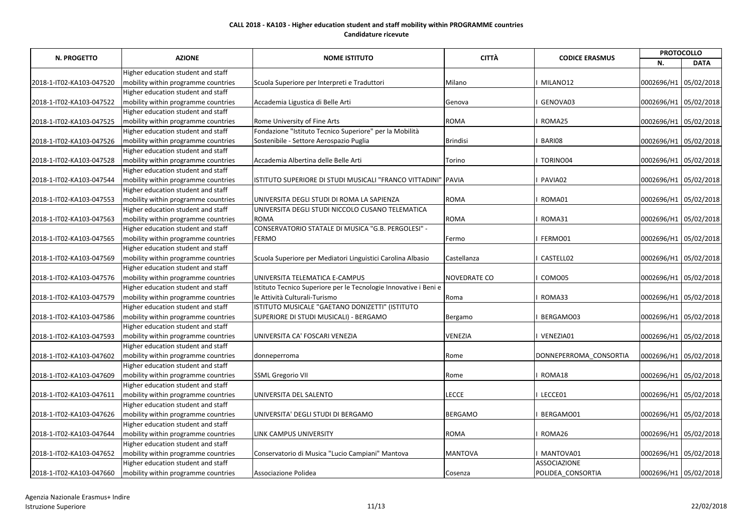**CALL 2018 - KA103 - Higher education student and staff mobility within PROGRAMME countries**
**Candidature ricevute**

| N. PROGETTO | AZIONE | NOME ISTITUTO | CITTÀ | CODICE ERASMUS | PROTOCOLLO | |
|---|---|---|---|---|---|---|
| | | | | | N. | DATA |
| 2018-1-IT02-KA103-047520 | Higher education student and staff mobility within programme countries | Scuola Superiore per Interpreti e Traduttori | Milano | I MILANO12 | 0002696/H1 | 05/02/2018 |
| 2018-1-IT02-KA103-047522 | Higher education student and staff mobility within programme countries | Accademia Ligustica di Belle Arti | Genova | I GENOVA03 | 0002696/H1 | 05/02/2018 |
| 2018-1-IT02-KA103-047525 | Higher education student and staff mobility within programme countries | Rome University of Fine Arts | ROMA | I ROMA25 | 0002696/H1 | 05/02/2018 |
| 2018-1-IT02-KA103-047526 | Higher education student and staff mobility within programme countries | Fondazione "Istituto Tecnico Superiore" per la Mobilità Sostenibile - Settore Aerospazio Puglia | Brindisi | I BARI08 | 0002696/H1 | 05/02/2018 |
| 2018-1-IT02-KA103-047528 | Higher education student and staff mobility within programme countries | Accademia Albertina delle Belle Arti | Torino | I TORINO04 | 0002696/H1 | 05/02/2018 |
| 2018-1-IT02-KA103-047544 | Higher education student and staff mobility within programme countries | ISTITUTO SUPERIORE DI STUDI MUSICALI "FRANCO VITTADINI" | PAVIA | I PAVIA02 | 0002696/H1 | 05/02/2018 |
| 2018-1-IT02-KA103-047553 | Higher education student and staff mobility within programme countries | UNIVERSITA DEGLI STUDI DI ROMA LA SAPIENZA | ROMA | I ROMA01 | 0002696/H1 | 05/02/2018 |
| 2018-1-IT02-KA103-047563 | Higher education student and staff mobility within programme countries | UNIVERSITA DEGLI STUDI NICCOLO CUSANO TELEMATICA ROMA | ROMA | I ROMA31 | 0002696/H1 | 05/02/2018 |
| 2018-1-IT02-KA103-047565 | Higher education student and staff mobility within programme countries | CONSERVATORIO STATALE DI MUSICA "G.B. PERGOLESI" - FERMO | Fermo | I FERMO01 | 0002696/H1 | 05/02/2018 |
| 2018-1-IT02-KA103-047569 | Higher education student and staff mobility within programme countries | Scuola Superiore per Mediatori Linguistici Carolina Albasio | Castellanza | I CASTELL02 | 0002696/H1 | 05/02/2018 |
| 2018-1-IT02-KA103-047576 | Higher education student and staff mobility within programme countries | UNIVERSITA TELEMATICA E-CAMPUS | NOVEDRATE CO | I COMO05 | 0002696/H1 | 05/02/2018 |
| 2018-1-IT02-KA103-047579 | Higher education student and staff mobility within programme countries | Istituto Tecnico Superiore per le Tecnologie Innovative i Beni e le Attività Culturali-Turismo | Roma | I ROMA33 | 0002696/H1 | 05/02/2018 |
| 2018-1-IT02-KA103-047586 | Higher education student and staff mobility within programme countries | ISTITUTO MUSICALE "GAETANO DONIZETTI" (ISTITUTO SUPERIORE DI STUDI MUSICALI) - BERGAMO | Bergamo | I BERGAMO03 | 0002696/H1 | 05/02/2018 |
| 2018-1-IT02-KA103-047593 | Higher education student and staff mobility within programme countries | UNIVERSITA CA' FOSCARI VENEZIA | VENEZIA | I VENEZIA01 | 0002696/H1 | 05/02/2018 |
| 2018-1-IT02-KA103-047602 | Higher education student and staff mobility within programme countries | donneperroma | Rome | DONNEPERROMA_CONSORTIA | 0002696/H1 | 05/02/2018 |
| 2018-1-IT02-KA103-047609 | Higher education student and staff mobility within programme countries | SSML Gregorio VII | Rome | I ROMA18 | 0002696/H1 | 05/02/2018 |
| 2018-1-IT02-KA103-047611 | Higher education student and staff mobility within programme countries | UNIVERSITA DEL SALENTO | LECCE | I LECCE01 | 0002696/H1 | 05/02/2018 |
| 2018-1-IT02-KA103-047626 | Higher education student and staff mobility within programme countries | UNIVERSITA' DEGLI STUDI DI BERGAMO | BERGAMO | I BERGAMO01 | 0002696/H1 | 05/02/2018 |
| 2018-1-IT02-KA103-047644 | Higher education student and staff mobility within programme countries | LINK CAMPUS UNIVERSITY | ROMA | I ROMA26 | 0002696/H1 | 05/02/2018 |
| 2018-1-IT02-KA103-047652 | Higher education student and staff mobility within programme countries | Conservatorio di Musica "Lucio Campiani" Mantova | MANTOVA | I MANTOVA01 | 0002696/H1 | 05/02/2018 |
| 2018-1-IT02-KA103-047660 | Higher education student and staff mobility within programme countries | Associazione Polidea | Cosenza | ASSOCIAZIONE POLIDEA_CONSORTIA | 0002696/H1 | 05/02/2018 |

Agenzia Nazionale Erasmus+ Indire
Istruzione Superiore

22/02/2018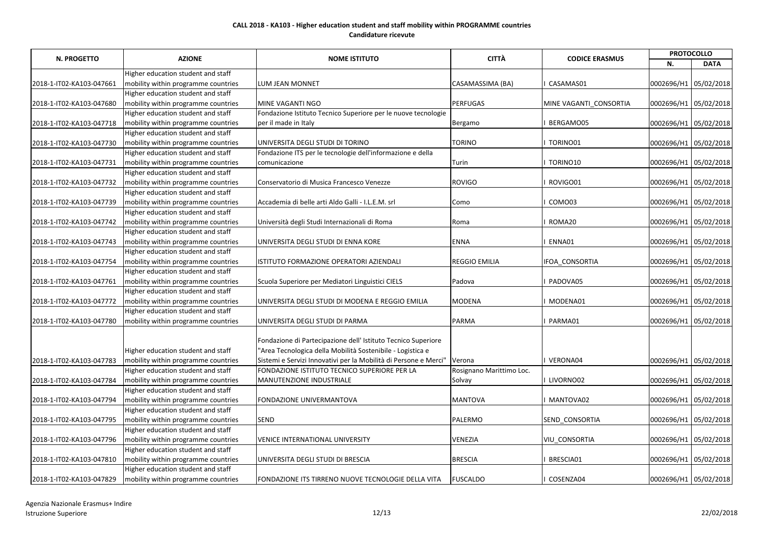**CALL 2018 - KA103 - Higher education student and staff mobility within PROGRAMME countries**
**Candidature ricevute**

| N. PROGETTO | AZIONE | NOME ISTITUTO | CITTÀ | CODICE ERASMUS | PROTOCOLLO | |
|---|---|---|---|---|---|---|
| | | | | | N. | DATA |
| 2018-1-IT02-KA103-047661 | Higher education student and staff mobility within programme countries | LUM JEAN MONNET | CASAMASSIMA (BA) | I CASAMAS01 | 0002696/H1 | 05/02/2018 |
| 2018-1-IT02-KA103-047680 | Higher education student and staff mobility within programme countries | MINE VAGANTI NGO | PERFUGAS | MINE VAGANTI_CONSORTIA | 0002696/H1 | 05/02/2018 |
| 2018-1-IT02-KA103-047718 | Higher education student and staff mobility within programme countries | Fondazione Istituto Tecnico Superiore per le nuove tecnologie per il made in Italy | Bergamo | I BERGAMO05 | 0002696/H1 | 05/02/2018 |
| 2018-1-IT02-KA103-047730 | Higher education student and staff mobility within programme countries | UNIVERSITA DEGLI STUDI DI TORINO | TORINO | I TORINO01 | 0002696/H1 | 05/02/2018 |
| 2018-1-IT02-KA103-047731 | Higher education student and staff mobility within programme countries | Fondazione ITS per le tecnologie dell'informazione e della comunicazione | Turin | I TORINO10 | 0002696/H1 | 05/02/2018 |
| 2018-1-IT02-KA103-047732 | Higher education student and staff mobility within programme countries | Conservatorio di Musica Francesco Venezze | ROVIGO | I ROVIGO01 | 0002696/H1 | 05/02/2018 |
| 2018-1-IT02-KA103-047739 | Higher education student and staff mobility within programme countries | Accademia di belle arti Aldo Galli - I.L.E.M. srl | Como | I COMO03 | 0002696/H1 | 05/02/2018 |
| 2018-1-IT02-KA103-047742 | Higher education student and staff mobility within programme countries | Università degli Studi Internazionali di Roma | Roma | I ROMA20 | 0002696/H1 | 05/02/2018 |
| 2018-1-IT02-KA103-047743 | Higher education student and staff mobility within programme countries | UNIVERSITA DEGLI STUDI DI ENNA KORE | ENNA | I ENNA01 | 0002696/H1 | 05/02/2018 |
| 2018-1-IT02-KA103-047754 | Higher education student and staff mobility within programme countries | ISTITUTO FORMAZIONE OPERATORI AZIENDALI | REGGIO EMILIA | IFOA_CONSORTIA | 0002696/H1 | 05/02/2018 |
| 2018-1-IT02-KA103-047761 | Higher education student and staff mobility within programme countries | Scuola Superiore per Mediatori Linguistici CIELS | Padova | I PADOVA05 | 0002696/H1 | 05/02/2018 |
| 2018-1-IT02-KA103-047772 | Higher education student and staff mobility within programme countries | UNIVERSITA DEGLI STUDI DI MODENA E REGGIO EMILIA | MODENA | I MODENA01 | 0002696/H1 | 05/02/2018 |
| 2018-1-IT02-KA103-047780 | Higher education student and staff mobility within programme countries | UNIVERSITA DEGLI STUDI DI PARMA | PARMA | I PARMA01 | 0002696/H1 | 05/02/2018 |
| 2018-1-IT02-KA103-047783 | Higher education student and staff mobility within programme countries | Fondazione di Partecipazione dell' Istituto Tecnico Superiore "Area Tecnologica della Mobilità Sostenibile - Logistica e Sistemi e Servizi Innovativi per la Mobilità di Persone e Merci" | Verona | I VERONA04 | 0002696/H1 | 05/02/2018 |
| 2018-1-IT02-KA103-047784 | Higher education student and staff mobility within programme countries | FONDAZIONE ISTITUTO TECNICO SUPERIORE PER LA MANUTENZIONE INDUSTRIALE | Rosignano Marittimo Loc. Solvay | I LIVORNO02 | 0002696/H1 | 05/02/2018 |
| 2018-1-IT02-KA103-047794 | Higher education student and staff mobility within programme countries | FONDAZIONE UNIVERMANTOVA | MANTOVA | I MANTOVA02 | 0002696/H1 | 05/02/2018 |
| 2018-1-IT02-KA103-047795 | Higher education student and staff mobility within programme countries | SEND | PALERMO | SEND_CONSORTIA | 0002696/H1 | 05/02/2018 |
| 2018-1-IT02-KA103-047796 | Higher education student and staff mobility within programme countries | VENICE INTERNATIONAL UNIVERSITY | VENEZIA | VIU_CONSORTIA | 0002696/H1 | 05/02/2018 |
| 2018-1-IT02-KA103-047810 | Higher education student and staff mobility within programme countries | UNIVERSITA DEGLI STUDI DI BRESCIA | BRESCIA | I BRESCIA01 | 0002696/H1 | 05/02/2018 |
| 2018-1-IT02-KA103-047829 | Higher education student and staff mobility within programme countries | FONDAZIONE ITS TIRRENO NUOVE TECNOLOGIE DELLA VITA | FUSCALDO | I COSENZA04 | 0002696/H1 | 05/02/2018 |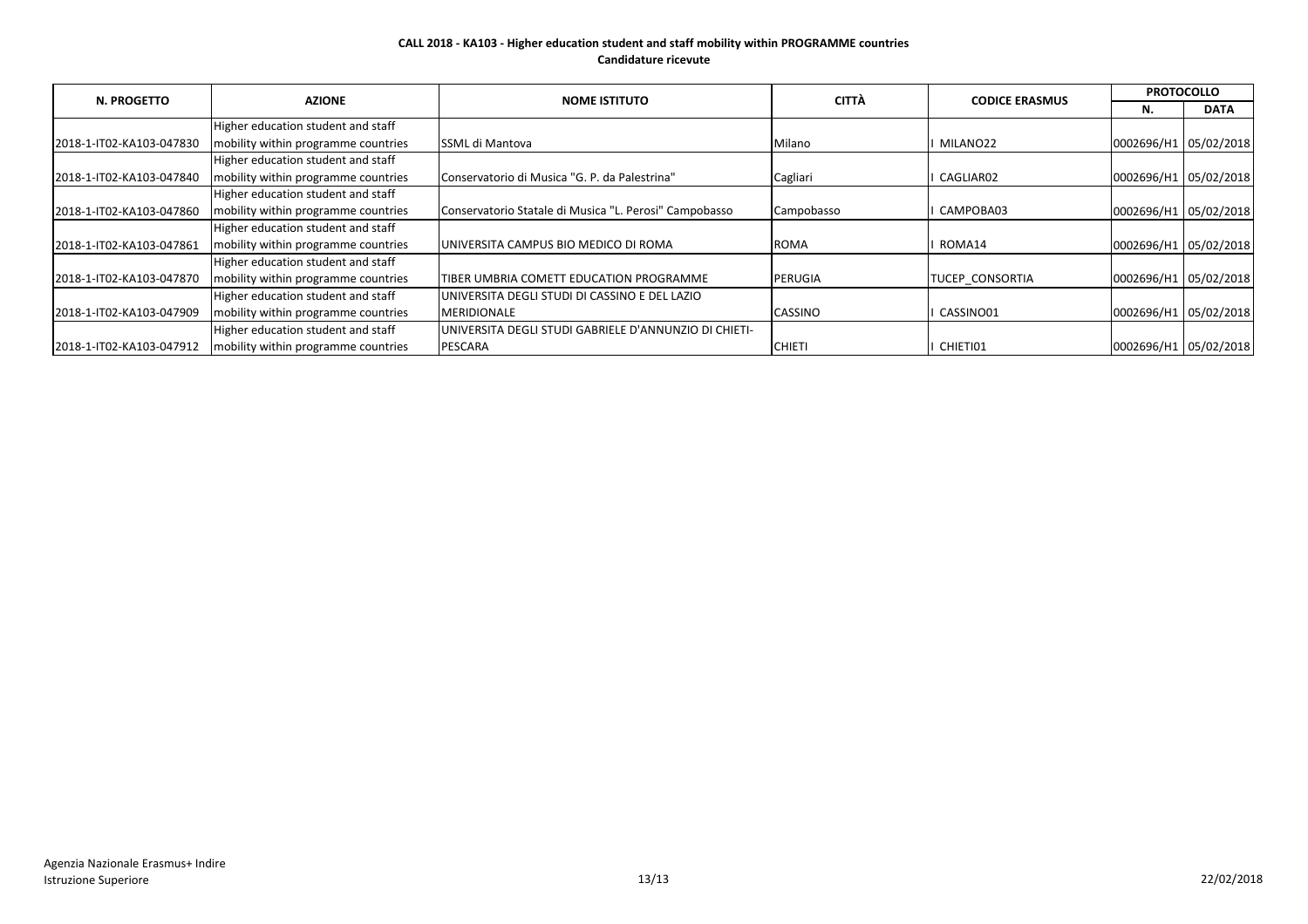**CALL 2018 - KA103 - Higher education student and staff mobility within PROGRAMME countries**
**Candidature ricevute**

| N. PROGETTO | AZIONE | NOME ISTITUTO | CITTÀ | CODICE ERASMUS | PROTOCOLLO | |
|---|---|---|---|---|---|---|
| | | | | | N. | DATA |
| 2018-1-IT02-KA103-047830 | Higher education student and staff mobility within programme countries | SSML di Mantova | Milano | I MILANO22 | 0002696/H1 | 05/02/2018 |
| 2018-1-IT02-KA103-047840 | Higher education student and staff mobility within programme countries | Conservatorio di Musica "G. P. da Palestrina" | Cagliari | I CAGLIAR02 | 0002696/H1 | 05/02/2018 |
| 2018-1-IT02-KA103-047860 | Higher education student and staff mobility within programme countries | Conservatorio Statale di Musica "L. Perosi" Campobasso | Campobasso | I CAMPOBA03 | 0002696/H1 | 05/02/2018 |
| 2018-1-IT02-KA103-047861 | Higher education student and staff mobility within programme countries | UNIVERSITA CAMPUS BIO MEDICO DI ROMA | ROMA | I ROMA14 | 0002696/H1 | 05/02/2018 |
| 2018-1-IT02-KA103-047870 | Higher education student and staff mobility within programme countries | TIBER UMBRIA COMETT EDUCATION PROGRAMME | PERUGIA | TUCEP_CONSORTIA | 0002696/H1 | 05/02/2018 |
| 2018-1-IT02-KA103-047909 | Higher education student and staff mobility within programme countries | UNIVERSITA DEGLI STUDI DI CASSINO E DEL LAZIO MERIDIONALE | CASSINO | I CASSINO01 | 0002696/H1 | 05/02/2018 |
| 2018-1-IT02-KA103-047912 | Higher education student and staff mobility within programme countries | UNIVERSITA DEGLI STUDI GABRIELE D'ANNUNZIO DI CHIETI-PESCARA | CHIETI | I CHIETI01 | 0002696/H1 | 05/02/2018 |

Agenzia Nazionale Erasmus+ Indire
Istruzione Superiore

22/02/2018